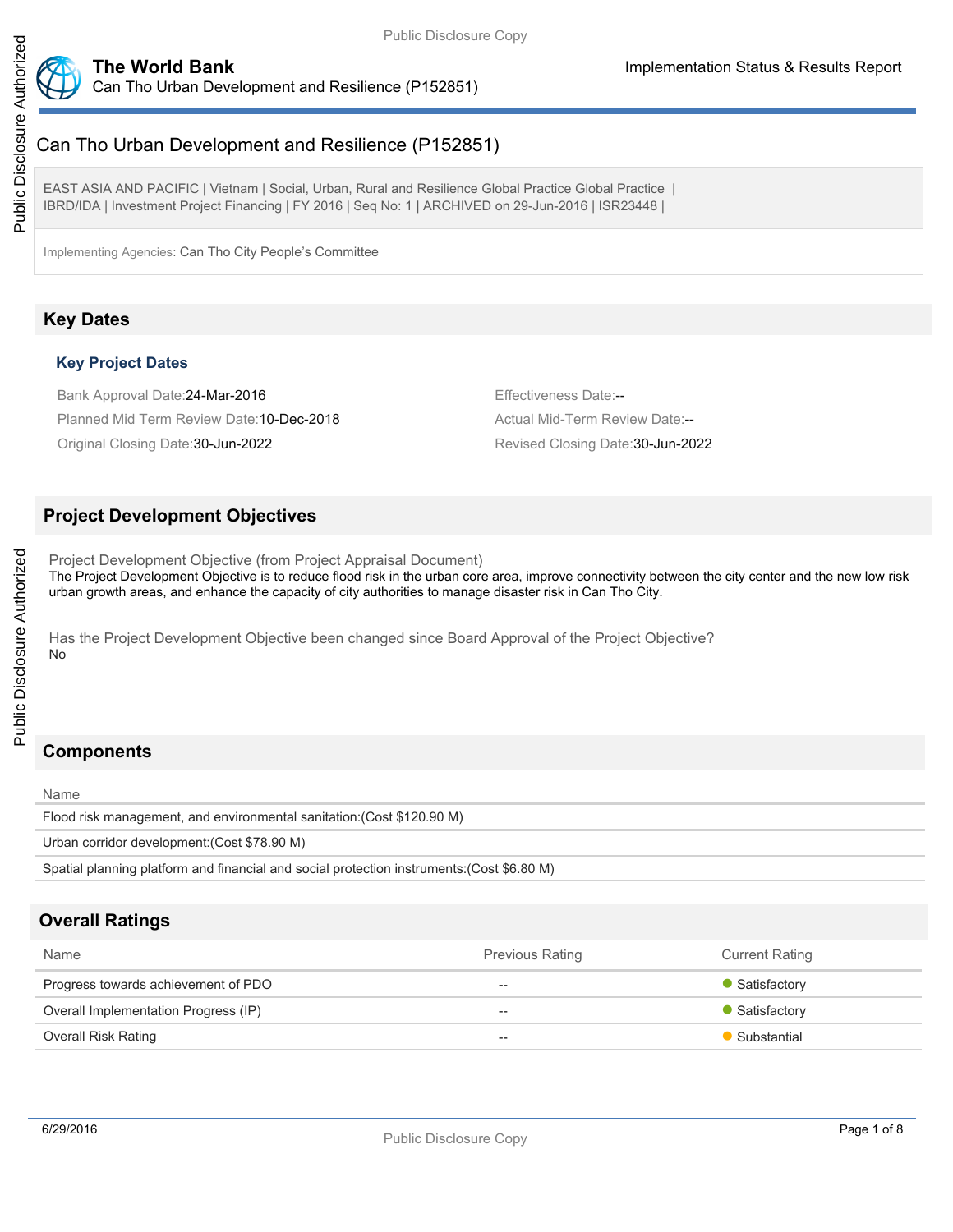# Can Tho Urban Development and Resilience (P152851)

EAST ASIA AND PACIFIC | Vietnam | Social, Urban, Rural and Resilience Global Practice Global Practice | IBRD/IDA | Investment Project Financing | FY 2016 | Seq No: 1 | ARCHIVED on 29-Jun-2016 | ISR23448 |

Implementing Agencies: Can Tho City People's Committee

## Key Dates

### Key Project Dates

Bank Approval Date:24-Mar-2016

Effectiveness Date:--

Planned Mid Term Review Date:10-Dec-2018

Actual Mid-Term Review Date:--

Original Closing Date:30-Jun-2022

Revised Closing Date:30-Jun-2022

## Project Development Objectives

Project Development Objective (from Project Appraisal Document)

The Project Development Objective is to reduce flood risk in the urban core area, improve connectivity between the city center and the new low risk urban growth areas, and enhance the capacity of city authorities to manage disaster risk in Can Tho City.

Has the Project Development Objective been changed since Board Approval of the Project Objective?

No

## Components

| Name |
|---|
| Flood risk management, and environmental sanitation:(Cost $120.90 M) |
| Urban corridor development:(Cost $78.90 M) |
| Spatial planning platform and financial and social protection instruments:(Cost $6.80 M) |

## Overall Ratings

| Name | Previous Rating | Current Rating |
|---|---|---|
| Progress towards achievement of PDO | -- | Satisfactory |
| Overall Implementation Progress (IP) | -- | Satisfactory |
| Overall Risk Rating | -- | Substantial |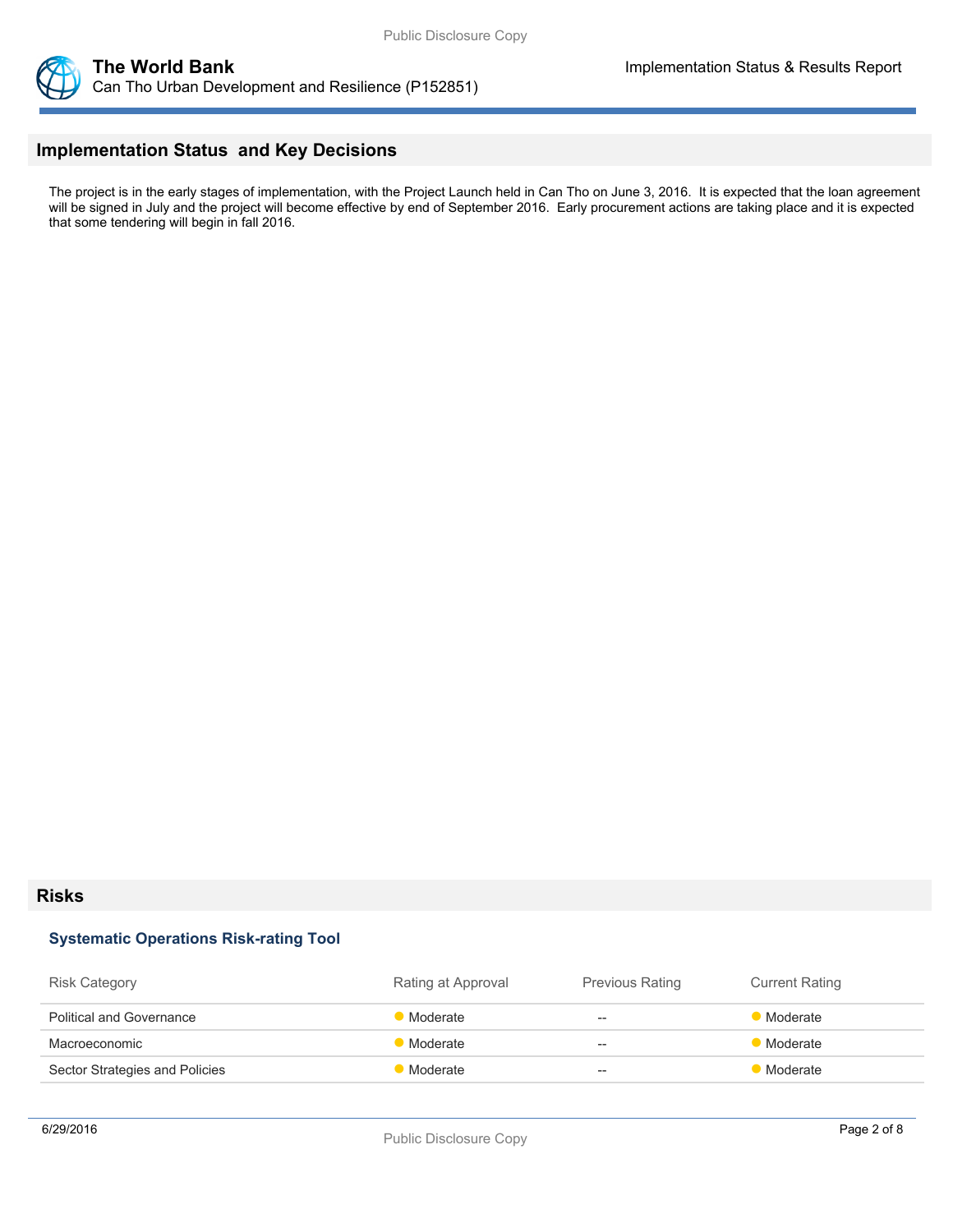## Implementation Status and Key Decisions

The project is in the early stages of implementation, with the Project Launch held in Can Tho on June 3, 2016. It is expected that the loan agreement will be signed in July and the project will become effective by end of September 2016. Early procurement actions are taking place and it is expected that some tendering will begin in fall 2016.

## Risks

### Systematic Operations Risk-rating Tool

| Risk Category | Rating at Approval | Previous Rating | Current Rating |
| --- | --- | --- | --- |
| Political and Governance | Moderate | -- | Moderate |
| Macroeconomic | Moderate | -- | Moderate |
| Sector Strategies and Policies | Moderate | -- | Moderate |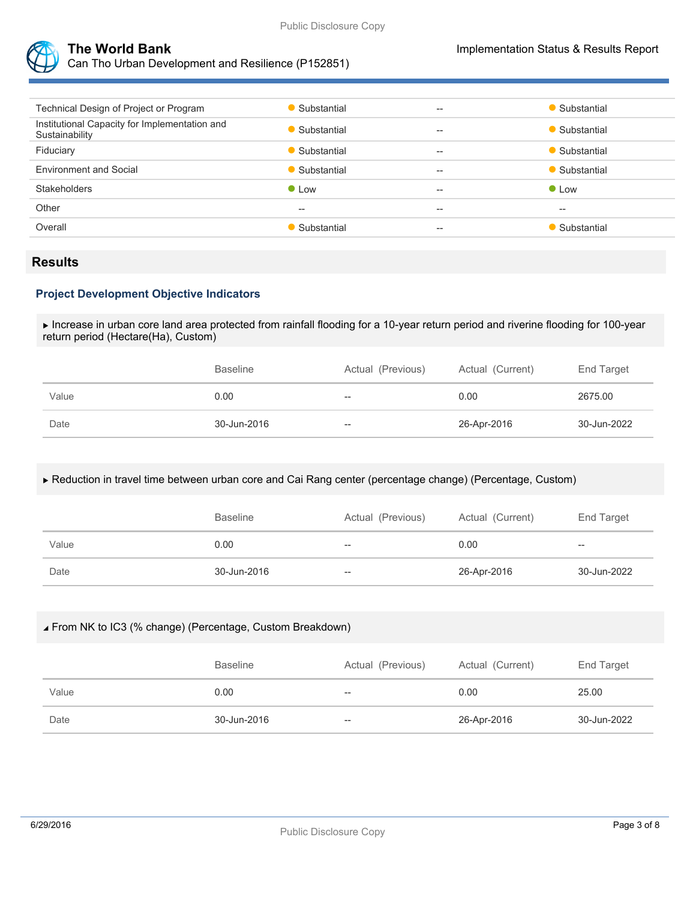| | | | |
|---|---|---|---|
| Technical Design of Project or Program | Substantial | -- | Substantial |
| Institutional Capacity for Implementation and Sustainability | Substantial | -- | Substantial |
| Fiduciary | Substantial | -- | Substantial |
| Environment and Social | Substantial | -- | Substantial |
| Stakeholders | Low | -- | Low |
| Other | -- | -- | -- |
| Overall | Substantial | -- | Substantial |

## Results

### Project Development Objective Indicators

▶ Increase in urban core land area protected from rainfall flooding for a 10-year return period and riverine flooding for 100-year return period (Hectare(Ha), Custom)

| | Baseline | Actual (Previous) | Actual (Current) | End Target |
|---|---|---|---|---|
| Value | 0.00 | -- | 0.00 | 2675.00 |
| Date | 30-Jun-2016 | -- | 26-Apr-2016 | 30-Jun-2022 |

▶ Reduction in travel time between urban core and Cai Rang center (percentage change) (Percentage, Custom)

| | Baseline | Actual (Previous) | Actual (Current) | End Target |
|---|---|---|---|---|
| Value | 0.00 | -- | 0.00 | -- |
| Date | 30-Jun-2016 | -- | 26-Apr-2016 | 30-Jun-2022 |

◢ From NK to IC3 (% change) (Percentage, Custom Breakdown)

| | Baseline | Actual (Previous) | Actual (Current) | End Target |
|---|---|---|---|---|
| Value | 0.00 | -- | 0.00 | 25.00 |
| Date | 30-Jun-2016 | -- | 26-Apr-2016 | 30-Jun-2022 |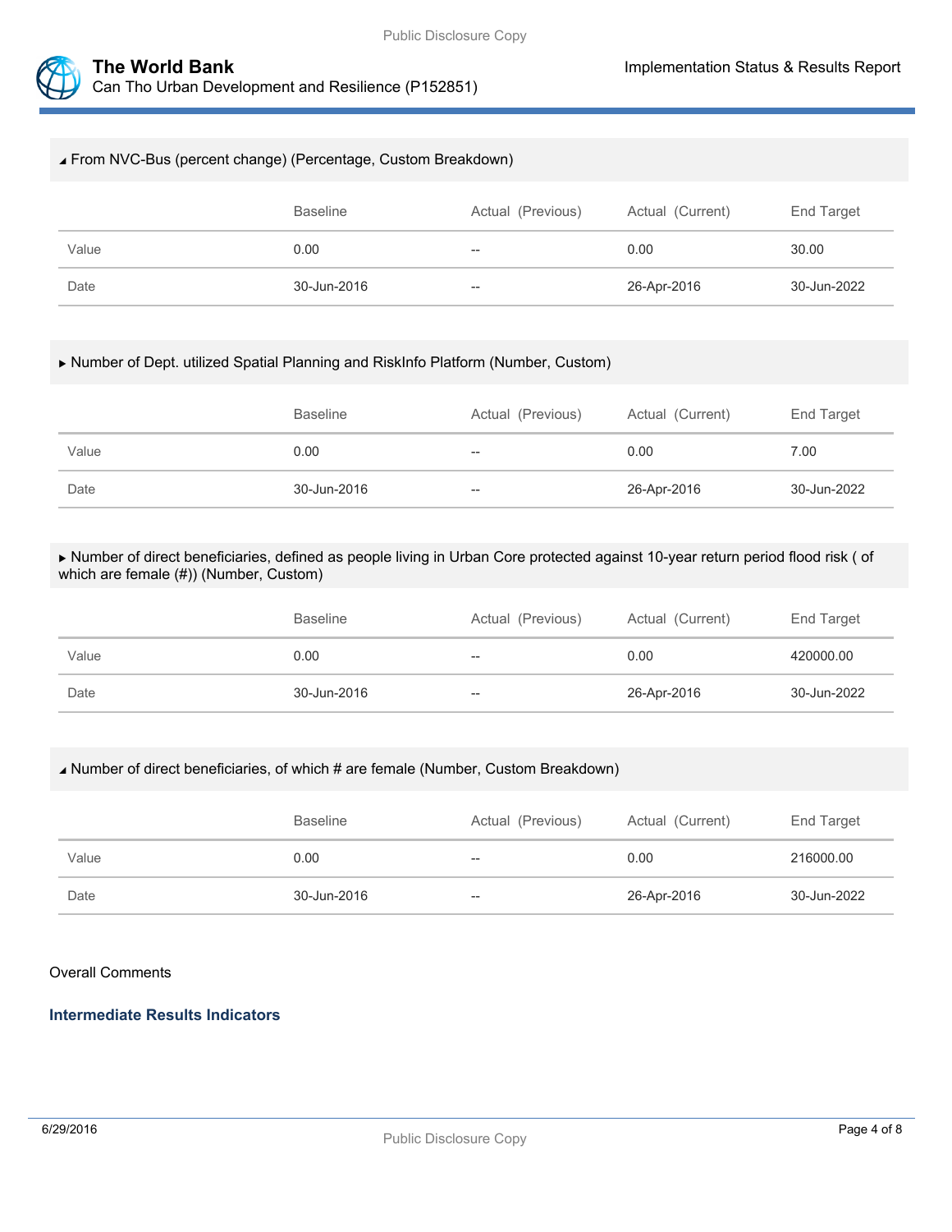▲ From NVC-Bus (percent change) (Percentage, Custom Breakdown)

| | Baseline | Actual (Previous) | Actual (Current) | End Target |
|---|---|---|---|---|
| Value | 0.00 | -- | 0.00 | 30.00 |
| Date | 30-Jun-2016 | -- | 26-Apr-2016 | 30-Jun-2022 |

▶ Number of Dept. utilized Spatial Planning and RiskInfo Platform (Number, Custom)

| | Baseline | Actual (Previous) | Actual (Current) | End Target |
|---|---|---|---|---|
| Value | 0.00 | -- | 0.00 | 7.00 |
| Date | 30-Jun-2016 | -- | 26-Apr-2016 | 30-Jun-2022 |

▶ Number of direct beneficiaries, defined as people living in Urban Core protected against 10-year return period flood risk ( of which are female (#)) (Number, Custom)

| | Baseline | Actual (Previous) | Actual (Current) | End Target |
|---|---|---|---|---|
| Value | 0.00 | -- | 0.00 | 420000.00 |
| Date | 30-Jun-2016 | -- | 26-Apr-2016 | 30-Jun-2022 |

▲ Number of direct beneficiaries, of which # are female (Number, Custom Breakdown)

| | Baseline | Actual (Previous) | Actual (Current) | End Target |
|---|---|---|---|---|
| Value | 0.00 | -- | 0.00 | 216000.00 |
| Date | 30-Jun-2016 | -- | 26-Apr-2016 | 30-Jun-2022 |

Overall Comments

### Intermediate Results Indicators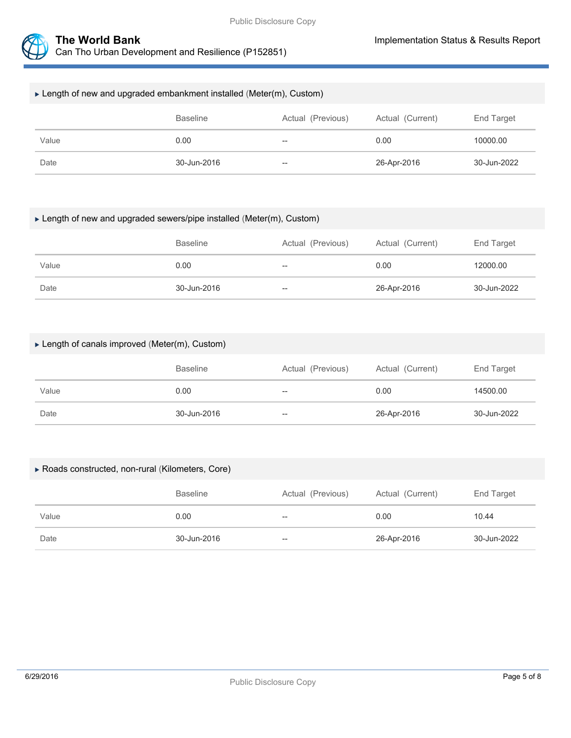▸ Length of new and upgraded embankment installed (Meter(m), Custom)

| | Baseline | Actual (Previous) | Actual (Current) | End Target |
|---|---|---|---|---|
| Value | 0.00 | -- | 0.00 | 10000.00 |
| Date | 30-Jun-2016 | -- | 26-Apr-2016 | 30-Jun-2022 |

▸ Length of new and upgraded sewers/pipe installed (Meter(m), Custom)

| | Baseline | Actual (Previous) | Actual (Current) | End Target |
|---|---|---|---|---|
| Value | 0.00 | -- | 0.00 | 12000.00 |
| Date | 30-Jun-2016 | -- | 26-Apr-2016 | 30-Jun-2022 |

▸ Length of canals improved (Meter(m), Custom)

| | Baseline | Actual (Previous) | Actual (Current) | End Target |
|---|---|---|---|---|
| Value | 0.00 | -- | 0.00 | 14500.00 |
| Date | 30-Jun-2016 | -- | 26-Apr-2016 | 30-Jun-2022 |

▸ Roads constructed, non-rural (Kilometers, Core)

| | Baseline | Actual (Previous) | Actual (Current) | End Target |
|---|---|---|---|---|
| Value | 0.00 | -- | 0.00 | 10.44 |
| Date | 30-Jun-2016 | -- | 26-Apr-2016 | 30-Jun-2022 |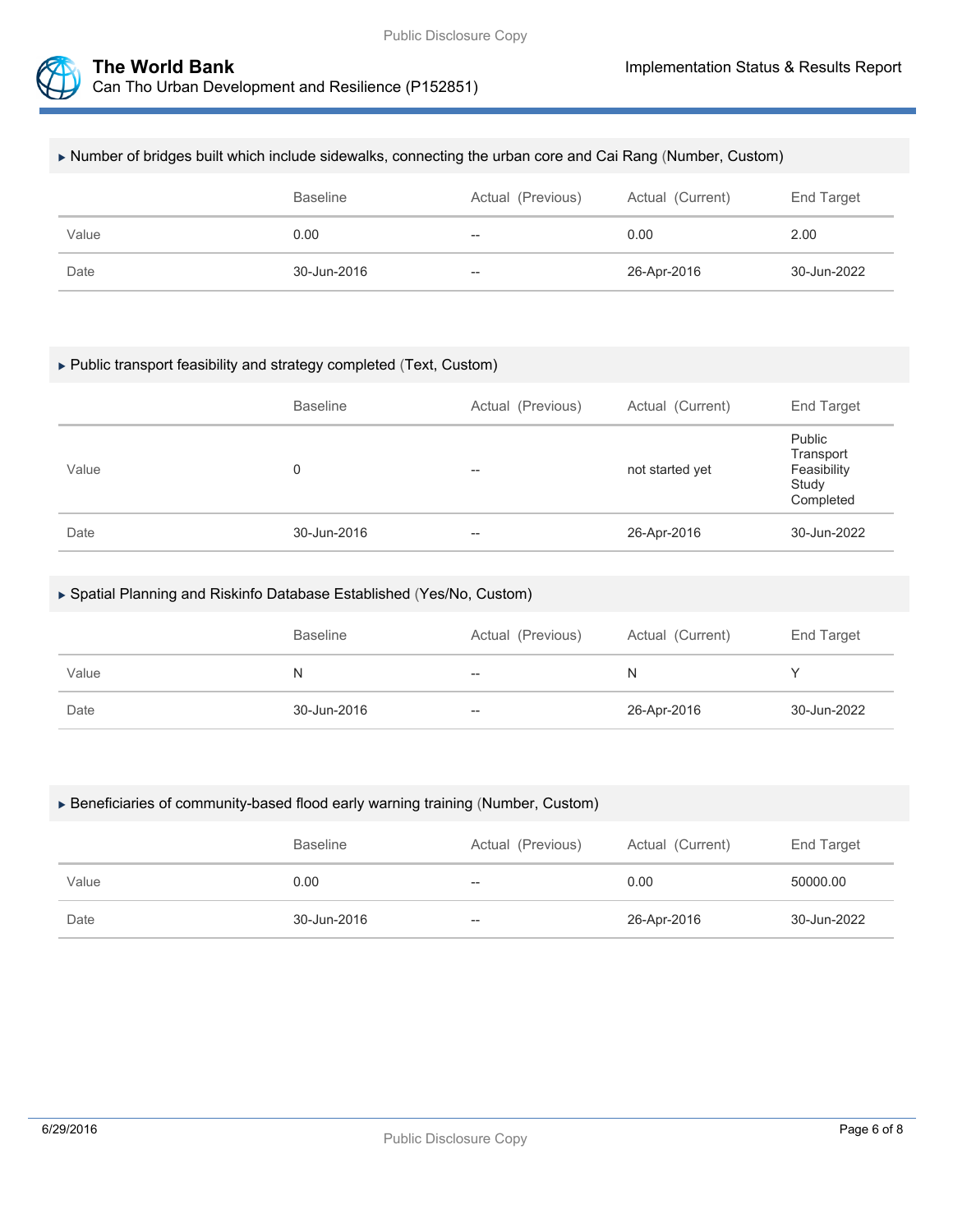### ▸ Number of bridges built which include sidewalks, connecting the urban core and Cai Rang (Number, Custom)

| | Baseline | Actual (Previous) | Actual (Current) | End Target |
|---|---|---|---|---|
| Value | 0.00 | -- | 0.00 | 2.00 |
| Date | 30-Jun-2016 | -- | 26-Apr-2016 | 30-Jun-2022 |

### ▸ Public transport feasibility and strategy completed (Text, Custom)

| | Baseline | Actual (Previous) | Actual (Current) | End Target |
|---|---|---|---|---|
| Value | 0 | -- | not started yet | Public Transport Feasibility Study Completed |
| Date | 30-Jun-2016 | -- | 26-Apr-2016 | 30-Jun-2022 |

### ▸ Spatial Planning and Riskinfo Database Established (Yes/No, Custom)

| | Baseline | Actual (Previous) | Actual (Current) | End Target |
|---|---|---|---|---|
| Value | N | -- | N | Y |
| Date | 30-Jun-2016 | -- | 26-Apr-2016 | 30-Jun-2022 |

### ▸ Beneficiaries of community-based flood early warning training (Number, Custom)

| | Baseline | Actual (Previous) | Actual (Current) | End Target |
|---|---|---|---|---|
| Value | 0.00 | -- | 0.00 | 50000.00 |
| Date | 30-Jun-2016 | -- | 26-Apr-2016 | 30-Jun-2022 |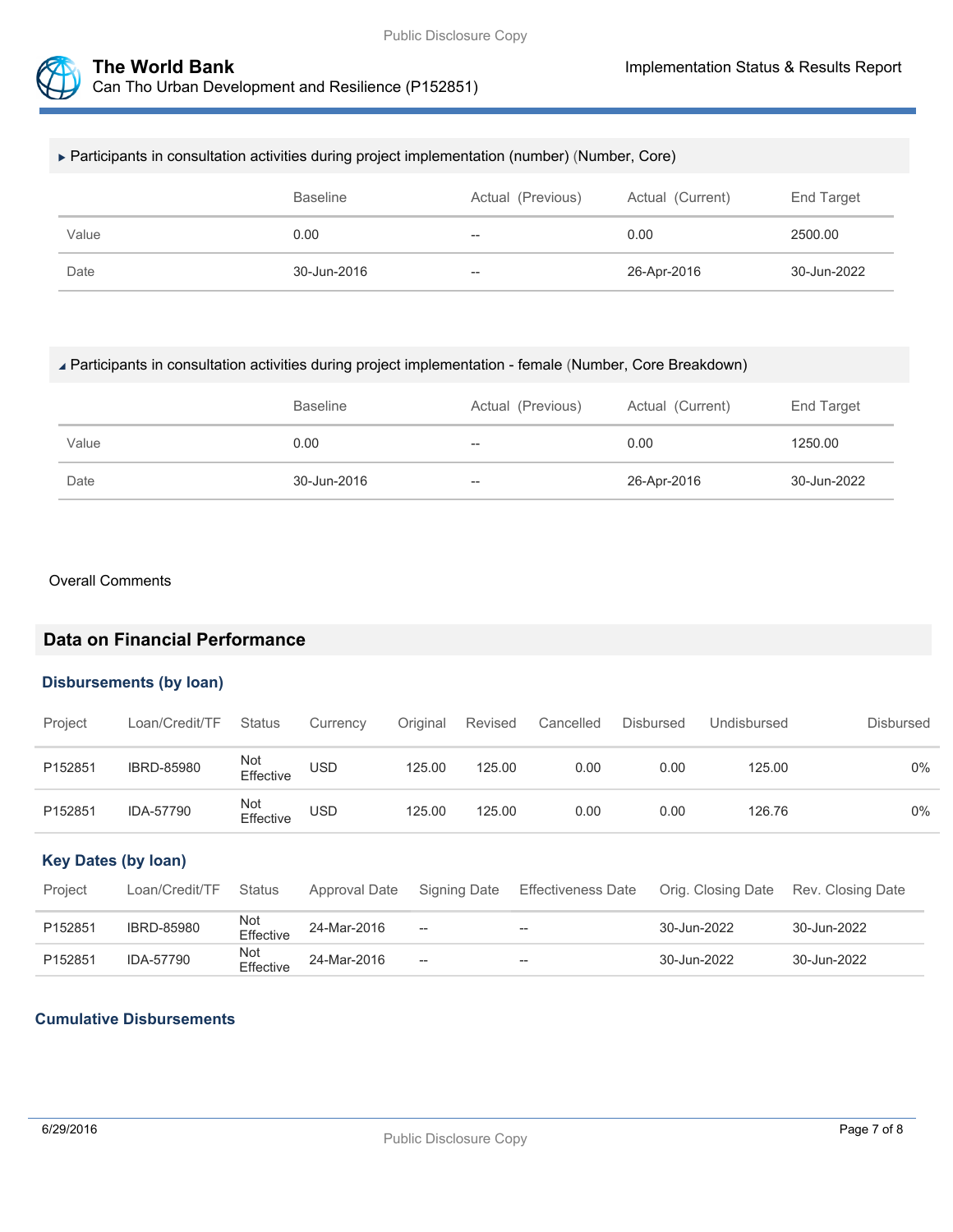▸ Participants in consultation activities during project implementation (number) (Number, Core)

| | Baseline | Actual (Previous) | Actual (Current) | End Target |
|---|---|---|---|---|
| Value | 0.00 | -- | 0.00 | 2500.00 |
| Date | 30-Jun-2016 | -- | 26-Apr-2016 | 30-Jun-2022 |

◢ Participants in consultation activities during project implementation - female (Number, Core Breakdown)

| | Baseline | Actual (Previous) | Actual (Current) | End Target |
|---|---|---|---|---|
| Value | 0.00 | -- | 0.00 | 1250.00 |
| Date | 30-Jun-2016 | -- | 26-Apr-2016 | 30-Jun-2022 |

Overall Comments

## Data on Financial Performance

### Disbursements (by loan)

| Project | Loan/Credit/TF | Status | Currency | Original | Revised | Cancelled | Disbursed | Undisbursed | Disbursed |
|---|---|---|---|---|---|---|---|---|---|
| P152851 | IBRD-85980 | Not Effective | USD | 125.00 | 125.00 | 0.00 | 0.00 | 125.00 | 0% |
| P152851 | IDA-57790 | Not Effective | USD | 125.00 | 125.00 | 0.00 | 0.00 | 126.76 | 0% |

### Key Dates (by loan)

| Project | Loan/Credit/TF | Status | Approval Date | Signing Date | Effectiveness Date | Orig. Closing Date | Rev. Closing Date |
|---|---|---|---|---|---|---|---|
| P152851 | IBRD-85980 | Not Effective | 24-Mar-2016 | -- | -- | 30-Jun-2022 | 30-Jun-2022 |
| P152851 | IDA-57790 | Not Effective | 24-Mar-2016 | -- | -- | 30-Jun-2022 | 30-Jun-2022 |

### Cumulative Disbursements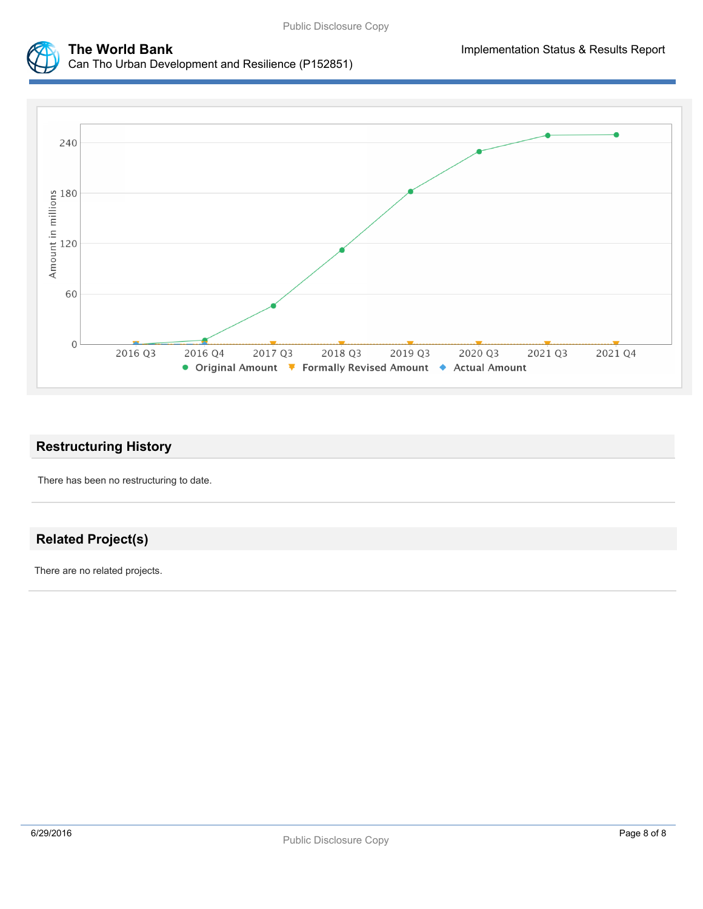Amount in millions

240
180
120
60
0

2016 Q3
2016 Q4
2017 Q3
2018 Q3
2019 Q3
2020 Q3
2021 Q3
2021 Q4

Original Amount
Formally Revised Amount
Actual Amount

## Restructuring History

There has been no restructuring to date.

## Related Project(s)

There are no related projects.